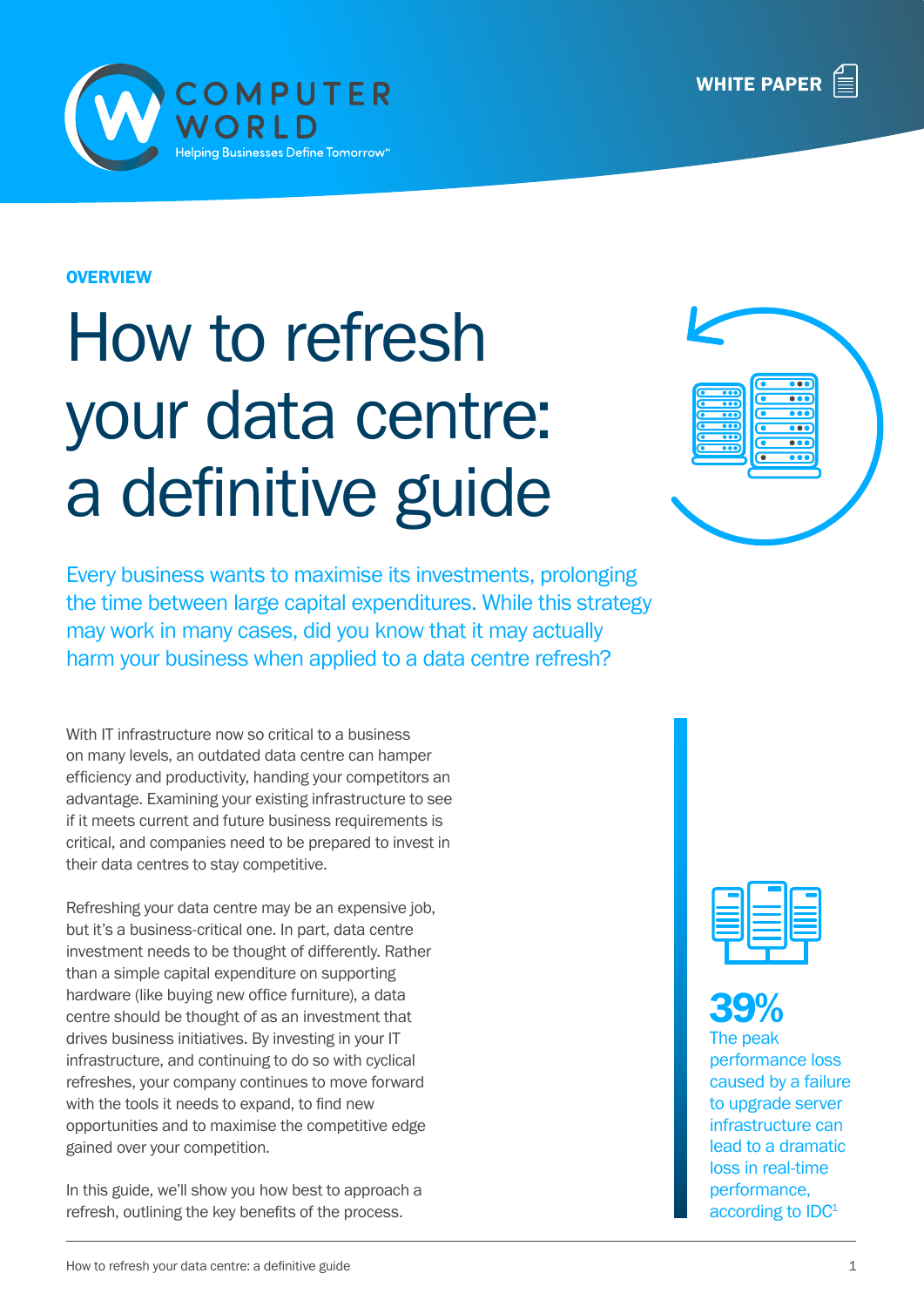COMPUTER WORLD

Helping Businesses Define Tomorrow™

WHITE PAPER

**OVERVIEW**

# How to refresh your data centre: a definitive guide

Every business wants to maximise its investments, prolonging the time between large capital expenditures. While this strategy may work in many cases, did you know that it may actually harm your business when applied to a data centre refresh?

With IT infrastructure now so critical to a business on many levels, an outdated data centre can hamper efficiency and productivity, handing your competitors an advantage. Examining your existing infrastructure to see if it meets current and future business requirements is critical, and companies need to be prepared to invest in their data centres to stay competitive.

Refreshing your data centre may be an expensive job, but it's a business-critical one. In part, data centre investment needs to be thought of differently. Rather than a simple capital expenditure on supporting hardware (like buying new office furniture), a data centre should be thought of as an investment that drives business initiatives. By investing in your IT infrastructure, and continuing to do so with cyclical refreshes, your company continues to move forward with the tools it needs to expand, to find new opportunities and to maximise the competitive edge gained over your competition.

In this guide, we'll show you how best to approach a refresh, outlining the key benefits of the process.

**39%**

The peak performance loss caused by a failure to upgrade server infrastructure can lead to a dramatic loss in real-time performance, according to IDC[1]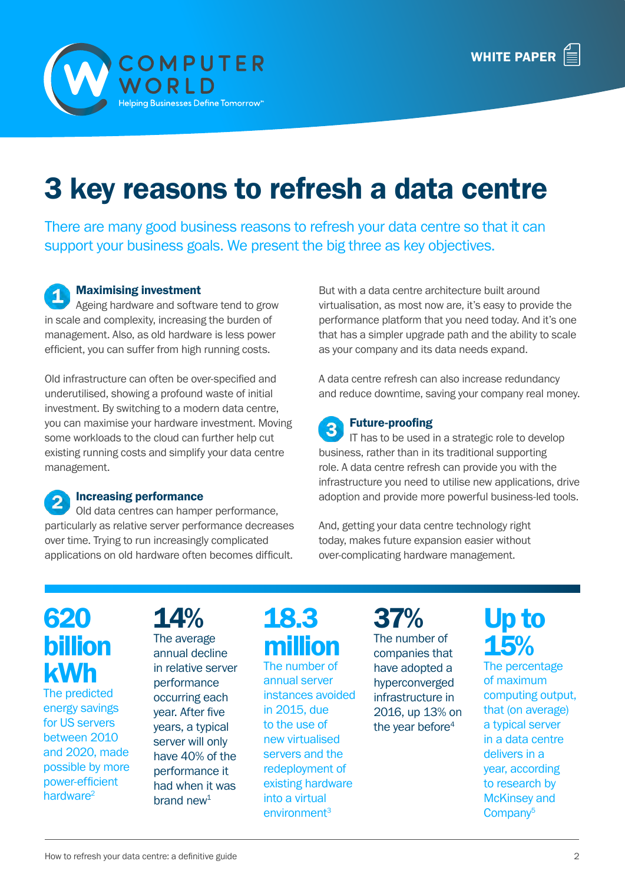COMPUTER WORLD

Helping Businesses Define Tomorrow™

WHITE PAPER

# 3 key reasons to refresh a data centre

There are many good business reasons to refresh your data centre so that it can support your business goals. We present the big three as key objectives.

## 1 Maximising investment

Ageing hardware and software tend to grow in scale and complexity, increasing the burden of management. Also, as old hardware is less power efficient, you can suffer from high running costs.

Old infrastructure can often be over-specified and underutilised, showing a profound waste of initial investment. By switching to a modern data centre, you can maximise your hardware investment. Moving some workloads to the cloud can further help cut existing running costs and simplify your data centre management.

## 2 Increasing performance

Old data centres can hamper performance, particularly as relative server performance decreases over time. Trying to run increasingly complicated applications on old hardware often becomes difficult.

But with a data centre architecture built around virtualisation, as most now are, it's easy to provide the performance platform that you need today. And it's one that has a simpler upgrade path and the ability to scale as your company and its data needs expand.

A data centre refresh can also increase redundancy and reduce downtime, saving your company real money.

## 3 Future-proofing

IT has to be used in a strategic role to develop business, rather than in its traditional supporting role. A data centre refresh can provide you with the infrastructure you need to utilise new applications, drive adoption and provide more powerful business-led tools.

And, getting your data centre technology right today, makes future expansion easier without over-complicating hardware management.

**620 billion kWh**
The predicted energy savings for US servers between 2010 and 2020, made possible by more power-efficient hardware[2]

**14%**
The average annual decline in relative server performance occurring each year. After five years, a typical server will only have 40% of the performance it had when it was brand new[1]

**18.3 million**
The number of annual server instances avoided in 2015, due to the use of new virtualised servers and the redeployment of existing hardware into a virtual environment[3]

**37%**
The number of companies that have adopted a hyperconverged infrastructure in 2016, up 13% on the year before[4]

**Up to 15%**
The percentage of maximum computing output, that (on average) a typical server in a data centre delivers in a year, according to research by McKinsey and Company[5]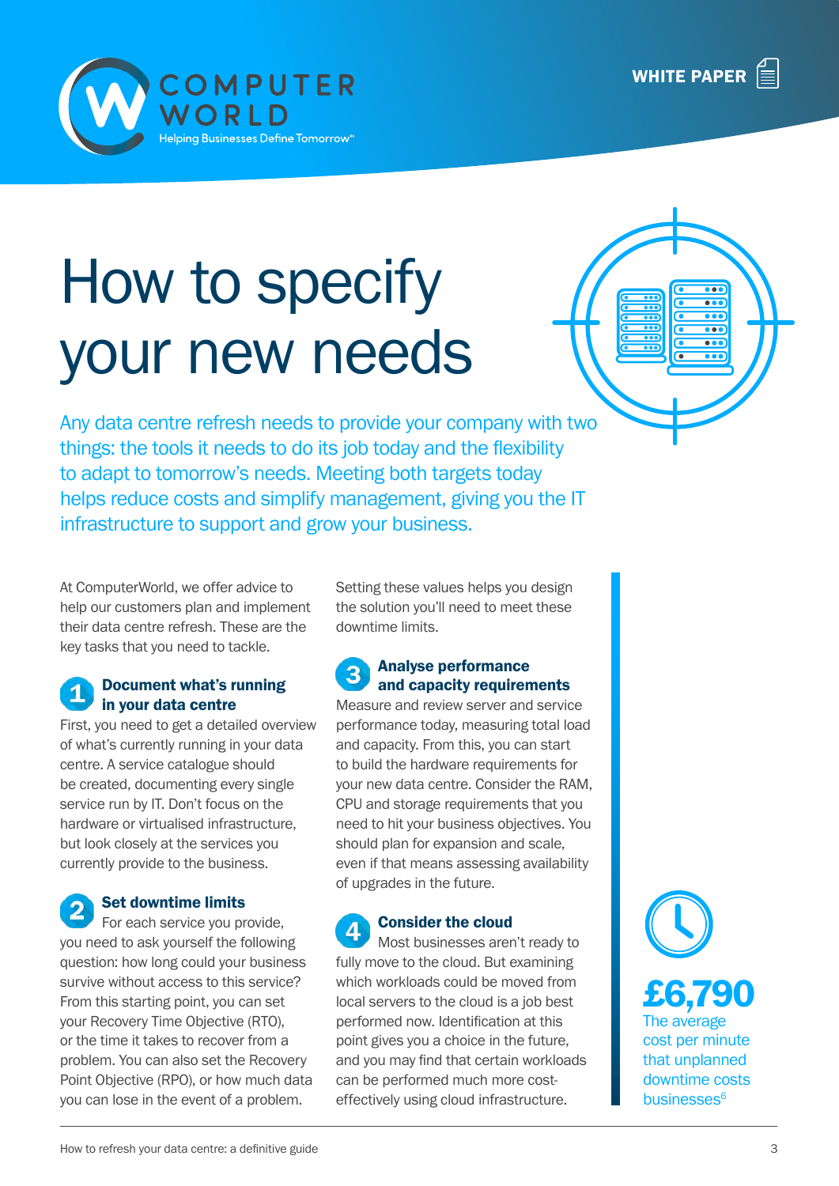WHITE PAPER

# How to specify your new needs

Any data centre refresh needs to provide your company with two things: the tools it needs to do its job today and the flexibility to adapt to tomorrow's needs. Meeting both targets today helps reduce costs and simplify management, giving you the IT infrastructure to support and grow your business.

At ComputerWorld, we offer advice to help our customers plan and implement their data centre refresh. These are the key tasks that you need to tackle.

### 1 Document what's running in your data centre

First, you need to get a detailed overview of what's currently running in your data centre. A service catalogue should be created, documenting every single service run by IT. Don't focus on the hardware or virtualised infrastructure, but look closely at the services you currently provide to the business.

### 2 Set downtime limits

For each service you provide, you need to ask yourself the following question: how long could your business survive without access to this service? From this starting point, you can set your Recovery Time Objective (RTO), or the time it takes to recover from a problem. You can also set the Recovery Point Objective (RPO), or how much data you can lose in the event of a problem. Setting these values helps you design the solution you'll need to meet these downtime limits.

### 3 Analyse performance and capacity requirements

Measure and review server and service performance today, measuring total load and capacity. From this, you can start to build the hardware requirements for your new data centre. Consider the RAM, CPU and storage requirements that you need to hit your business objectives. You should plan for expansion and scale, even if that means assessing availability of upgrades in the future.

### 4 Consider the cloud

Most businesses aren't ready to fully move to the cloud. But examining which workloads could be moved from local servers to the cloud is a job best performed now. Identification at this point gives you a choice in the future, and you may find that certain workloads can be performed much more cost-effectively using cloud infrastructure.

**£6,790**
The average cost per minute that unplanned downtime costs businesses[6]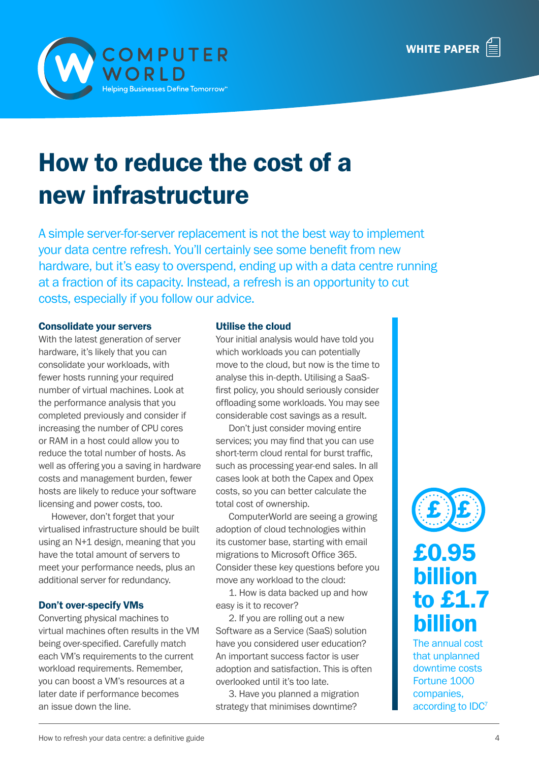# How to reduce the cost of a new infrastructure

A simple server-for-server replacement is not the best way to implement your data centre refresh. You'll certainly see some benefit from new hardware, but it's easy to overspend, ending up with a data centre running at a fraction of its capacity. Instead, a refresh is an opportunity to cut costs, especially if you follow our advice.

### Consolidate your servers

With the latest generation of server hardware, it's likely that you can consolidate your workloads, with fewer hosts running your required number of virtual machines. Look at the performance analysis that you completed previously and consider if increasing the number of CPU cores or RAM in a host could allow you to reduce the total number of hosts. As well as offering you a saving in hardware costs and management burden, fewer hosts are likely to reduce your software licensing and power costs, too.

However, don't forget that your virtualised infrastructure should be built using an N+1 design, meaning that you have the total amount of servers to meet your performance needs, plus an additional server for redundancy.

### Don't over-specify VMs

Converting physical machines to virtual machines often results in the VM being over-specified. Carefully match each VM's requirements to the current workload requirements. Remember, you can boost a VM's resources at a later date if performance becomes an issue down the line.

### Utilise the cloud

Your initial analysis would have told you which workloads you can potentially move to the cloud, but now is the time to analyse this in-depth. Utilising a SaaS-first policy, you should seriously consider offloading some workloads. You may see considerable cost savings as a result.

Don't just consider moving entire services; you may find that you can use short-term cloud rental for burst traffic, such as processing year-end sales. In all cases look at both the Capex and Opex costs, so you can better calculate the total cost of ownership.

ComputerWorld are seeing a growing adoption of cloud technologies within its customer base, starting with email migrations to Microsoft Office 365. Consider these key questions before you move any workload to the cloud:

1. How is data backed up and how easy is it to recover?
2. If you are rolling out a new Software as a Service (SaaS) solution have you considered user education? An important success factor is user adoption and satisfaction. This is often overlooked until it's too late.
3. Have you planned a migration strategy that minimises downtime?

**£0.95 billion to £1.7 billion**

The annual cost that unplanned downtime costs Fortune 1000 companies, according to IDC[7]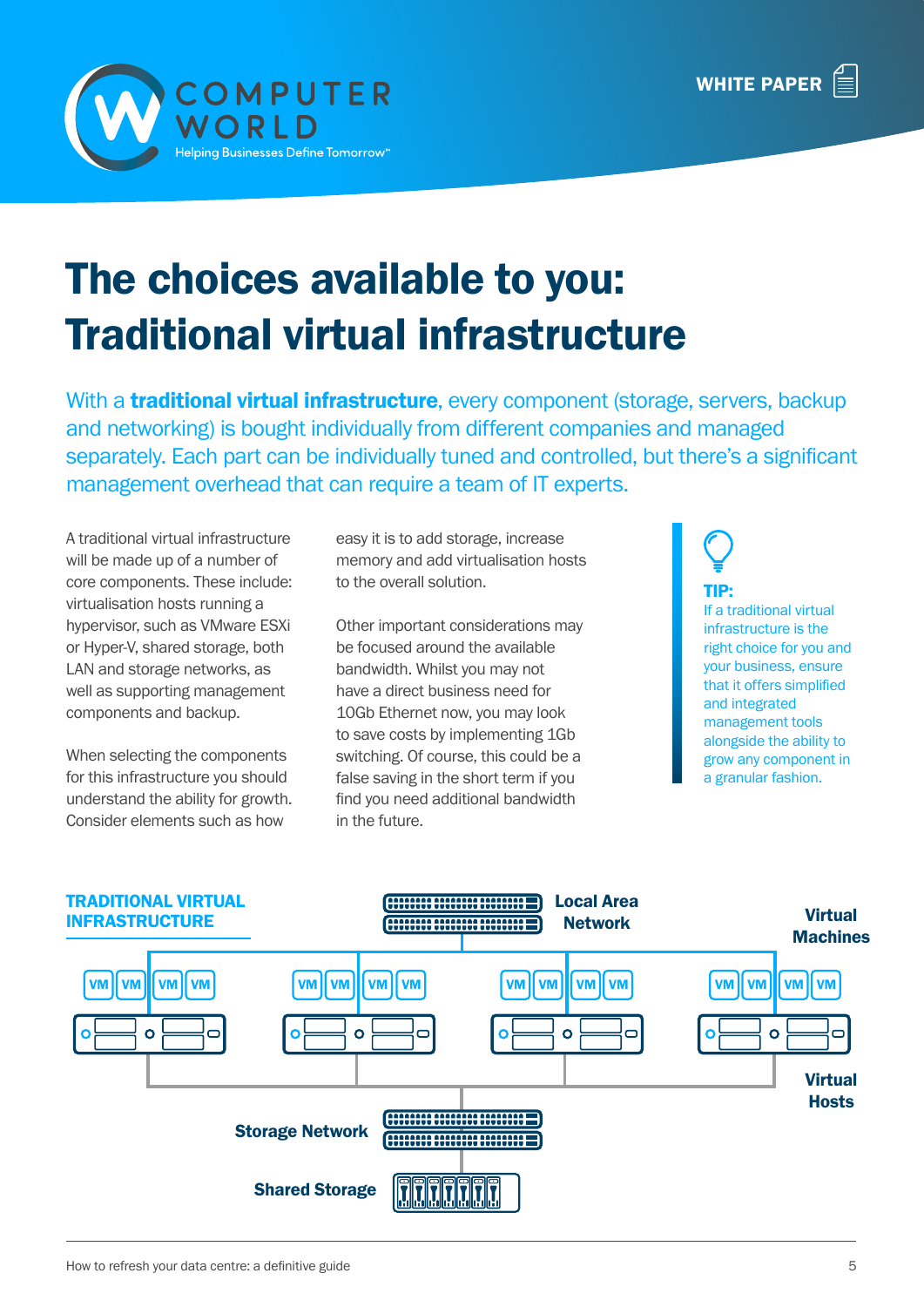# The choices available to you: Traditional virtual infrastructure

With a **traditional virtual infrastructure**, every component (storage, servers, backup and networking) is bought individually from different companies and managed separately. Each part can be individually tuned and controlled, but there's a significant management overhead that can require a team of IT experts.

A traditional virtual infrastructure will be made up of a number of core components. These include: virtualisation hosts running a hypervisor, such as VMware ESXi or Hyper-V, shared storage, both LAN and storage networks, as well as supporting management components and backup.

When selecting the components for this infrastructure you should understand the ability for growth. Consider elements such as how easy it is to add storage, increase memory and add virtualisation hosts to the overall solution.

Other important considerations may be focused around the available bandwidth. Whilst you may not have a direct business need for 10Gb Ethernet now, you may look to save costs by implementing 1Gb switching. Of course, this could be a false saving in the short term if you find you need additional bandwidth in the future.

**TIP:**
If a traditional virtual infrastructure is the right choice for you and your business, ensure that it offers simplified and integrated management tools alongside the ability to grow any component in a granular fashion.

**TRADITIONAL VIRTUAL INFRASTRUCTURE**

Local Area Network

Virtual Machines

VM VM VM VM | VM VM VM VM | VM VM VM VM | VM VM VM VM

Virtual Hosts

Storage Network

Shared Storage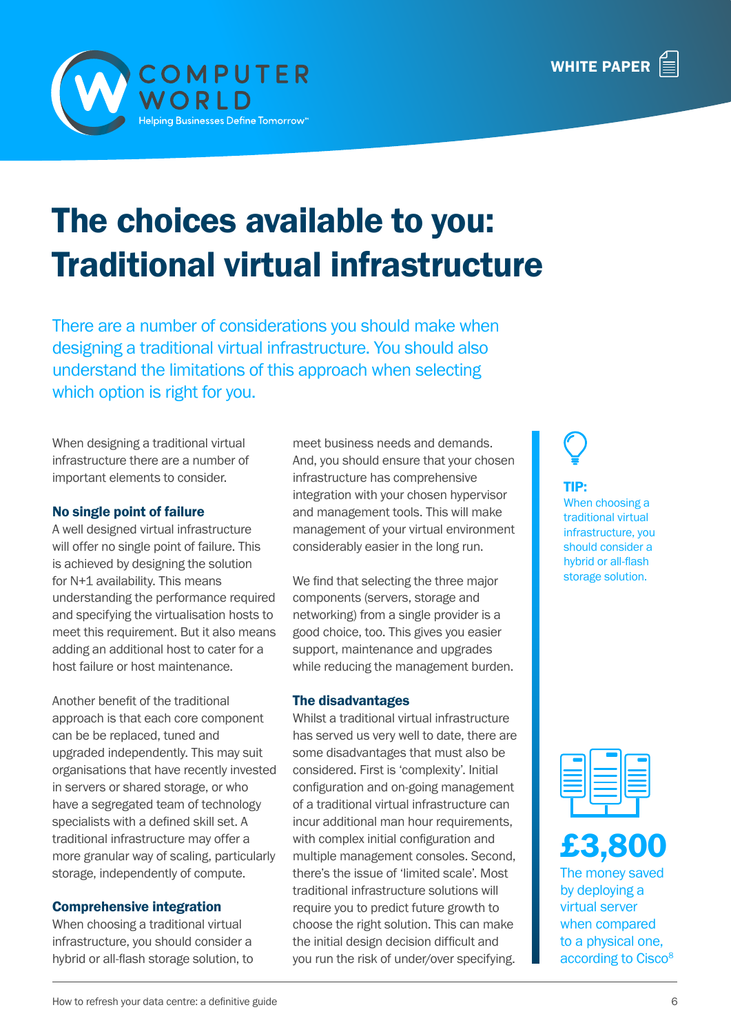# The choices available to you: Traditional virtual infrastructure

There are a number of considerations you should make when designing a traditional virtual infrastructure. You should also understand the limitations of this approach when selecting which option is right for you.

When designing a traditional virtual infrastructure there are a number of important elements to consider.

### No single point of failure

A well designed virtual infrastructure will offer no single point of failure. This is achieved by designing the solution for N+1 availability. This means understanding the performance required and specifying the virtualisation hosts to meet this requirement. But it also means adding an additional host to cater for a host failure or host maintenance.

Another benefit of the traditional approach is that each core component can be be replaced, tuned and upgraded independently. This may suit organisations that have recently invested in servers or shared storage, or who have a segregated team of technology specialists with a defined skill set. A traditional infrastructure may offer a more granular way of scaling, particularly storage, independently of compute.

### Comprehensive integration

When choosing a traditional virtual infrastructure, you should consider a hybrid or all-flash storage solution, to meet business needs and demands. And, you should ensure that your chosen infrastructure has comprehensive integration with your chosen hypervisor and management tools. This will make management of your virtual environment considerably easier in the long run.

We find that selecting the three major components (servers, storage and networking) from a single provider is a good choice, too. This gives you easier support, maintenance and upgrades while reducing the management burden.

### The disadvantages

Whilst a traditional virtual infrastructure has served us very well to date, there are some disadvantages that must also be considered. First is 'complexity'. Initial configuration and on-going management of a traditional virtual infrastructure can incur additional man hour requirements, with complex initial configuration and multiple management consoles. Second, there's the issue of 'limited scale'. Most traditional infrastructure solutions will require you to predict future growth to choose the right solution. This can make the initial design decision difficult and you run the risk of under/over specifying.

**TIP:**
When choosing a traditional virtual infrastructure, you should consider a hybrid or all-flash storage solution.

**£3,800**
The money saved by deploying a virtual server when compared to a physical one, according to Cisco[8]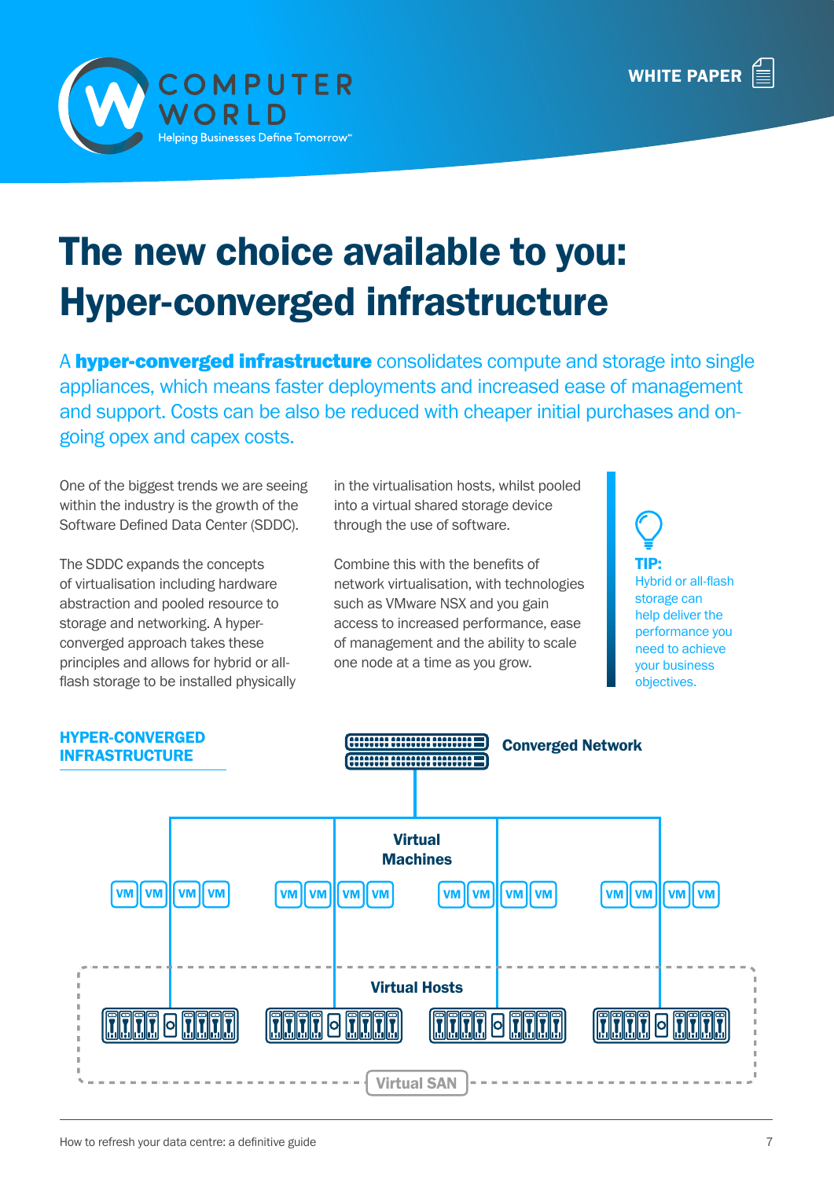# The new choice available to you: Hyper-converged infrastructure

A **hyper-converged infrastructure** consolidates compute and storage into single appliances, which means faster deployments and increased ease of management and support. Costs can be also be reduced with cheaper initial purchases and on-going opex and capex costs.

One of the biggest trends we are seeing within the industry is the growth of the Software Defined Data Center (SDDC).

The SDDC expands the concepts of virtualisation including hardware abstraction and pooled resource to storage and networking. A hyper-converged approach takes these principles and allows for hybrid or all-flash storage to be installed physically in the virtualisation hosts, whilst pooled into a virtual shared storage device through the use of software.

Combine this with the benefits of network virtualisation, with technologies such as VMware NSX and you gain access to increased performance, ease of management and the ability to scale one node at a time as you grow.

**TIP:** Hybrid or all-flash storage can help deliver the performance you need to achieve your business objectives.

## HYPER-CONVERGED INFRASTRUCTURE

Converged Network

Virtual Machines

VM VM VM VM | VM VM VM VM | VM VM VM VM | VM VM VM VM

Virtual Hosts

Virtual SAN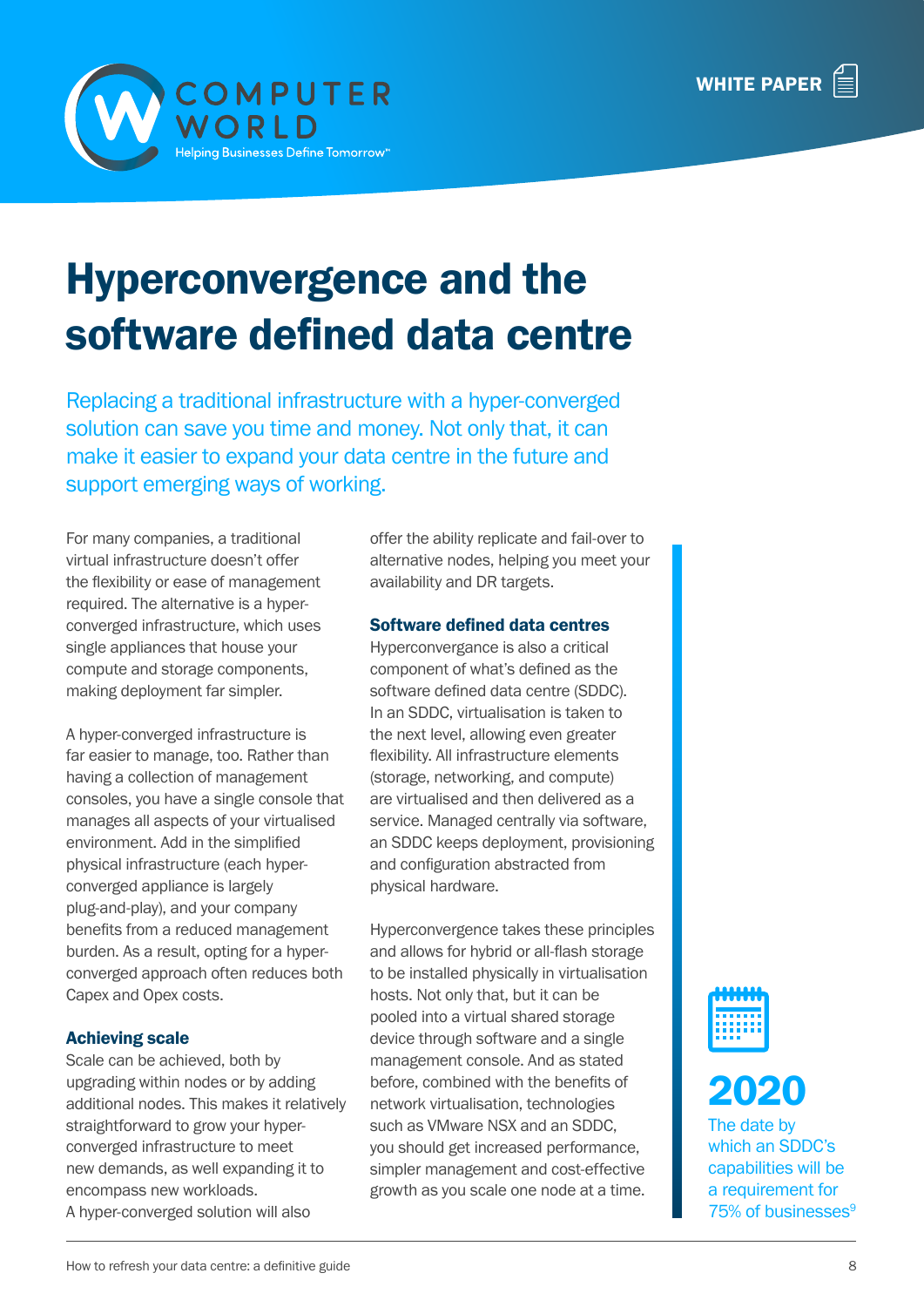# Hyperconvergence and the software defined data centre

Replacing a traditional infrastructure with a hyper-converged solution can save you time and money. Not only that, it can make it easier to expand your data centre in the future and support emerging ways of working.

For many companies, a traditional virtual infrastructure doesn't offer the flexibility or ease of management required. The alternative is a hyper-converged infrastructure, which uses single appliances that house your compute and storage components, making deployment far simpler.

A hyper-converged infrastructure is far easier to manage, too. Rather than having a collection of management consoles, you have a single console that manages all aspects of your virtualised environment. Add in the simplified physical infrastructure (each hyper-converged appliance is largely plug-and-play), and your company benefits from a reduced management burden. As a result, opting for a hyper-converged approach often reduces both Capex and Opex costs.

### Achieving scale

Scale can be achieved, both by upgrading within nodes or by adding additional nodes. This makes it relatively straightforward to grow your hyper-converged infrastructure to meet new demands, as well expanding it to encompass new workloads.
A hyper-converged solution will also offer the ability replicate and fail-over to alternative nodes, helping you meet your availability and DR targets.

### Software defined data centres

Hyperconvergance is also a critical component of what's defined as the software defined data centre (SDDC). In an SDDC, virtualisation is taken to the next level, allowing even greater flexibility. All infrastructure elements (storage, networking, and compute) are virtualised and then delivered as a service. Managed centrally via software, an SDDC keeps deployment, provisioning and configuration abstracted from physical hardware.

Hyperconvergence takes these principles and allows for hybrid or all-flash storage to be installed physically in virtualisation hosts. Not only that, but it can be pooled into a virtual shared storage device through software and a single management console. And as stated before, combined with the benefits of network virtualisation, technologies such as VMware NSX and an SDDC, you should get increased performance, simpler management and cost-effective growth as you scale one node at a time.

**2020**

The date by which an SDDC's capabilities will be a requirement for 75% of businesses[9]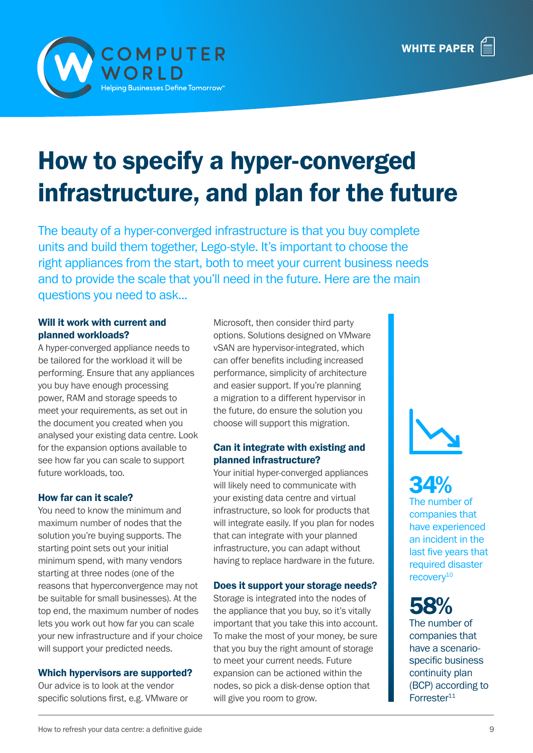# How to specify a hyper-converged infrastructure, and plan for the future

The beauty of a hyper-converged infrastructure is that you buy complete units and build them together, Lego-style. It's important to choose the right appliances from the start, both to meet your current business needs and to provide the scale that you'll need in the future. Here are the main questions you need to ask...

### Will it work with current and planned workloads?

A hyper-converged appliance needs to be tailored for the workload it will be performing. Ensure that any appliances you buy have enough processing power, RAM and storage speeds to meet your requirements, as set out in the document you created when you analysed your existing data centre. Look for the expansion options available to see how far you can scale to support future workloads, too.

### How far can it scale?

You need to know the minimum and maximum number of nodes that the solution you're buying supports. The starting point sets out your initial minimum spend, with many vendors starting at three nodes (one of the reasons that hyperconvergence may not be suitable for small businesses). At the top end, the maximum number of nodes lets you work out how far you can scale your new infrastructure and if your choice will support your predicted needs.

### Which hypervisors are supported?

Our advice is to look at the vendor specific solutions first, e.g. VMware or Microsoft, then consider third party options. Solutions designed on VMware vSAN are hypervisor-integrated, which can offer benefits including increased performance, simplicity of architecture and easier support. If you're planning a migration to a different hypervisor in the future, do ensure the solution you choose will support this migration.

### Can it integrate with existing and planned infrastructure?

Your initial hyper-converged appliances will likely need to communicate with your existing data centre and virtual infrastructure, so look for products that will integrate easily. If you plan for nodes that can integrate with your planned infrastructure, you can adapt without having to replace hardware in the future.

### Does it support your storage needs?

Storage is integrated into the nodes of the appliance that you buy, so it's vitally important that you take this into account. To make the most of your money, be sure that you buy the right amount of storage to meet your current needs. Future expansion can be actioned within the nodes, so pick a disk-dense option that will give you room to grow.

**34%**
The number of companies that have experienced an incident in the last five years that required disaster recovery[10]

**58%**
The number of companies that have a scenario-specific business continuity plan (BCP) according to Forrester[11]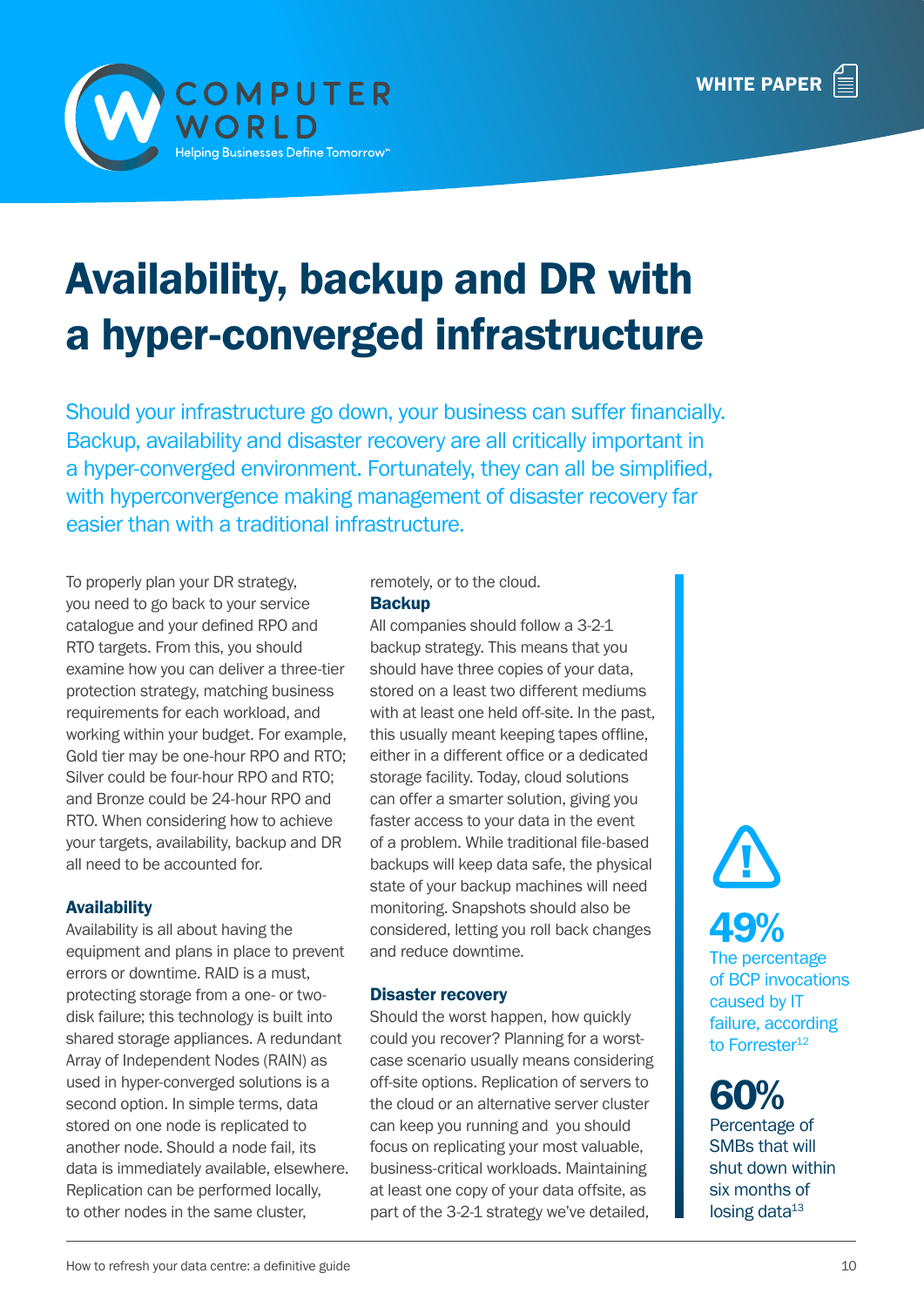# Availability, backup and DR with a hyper-converged infrastructure

Should your infrastructure go down, your business can suffer financially. Backup, availability and disaster recovery are all critically important in a hyper-converged environment. Fortunately, they can all be simplified, with hyperconvergence making management of disaster recovery far easier than with a traditional infrastructure.

To properly plan your DR strategy, you need to go back to your service catalogue and your defined RPO and RTO targets. From this, you should examine how you can deliver a three-tier protection strategy, matching business requirements for each workload, and working within your budget. For example, Gold tier may be one-hour RPO and RTO; Silver could be four-hour RPO and RTO; and Bronze could be 24-hour RPO and RTO. When considering how to achieve your targets, availability, backup and DR all need to be accounted for.

### Availability

Availability is all about having the equipment and plans in place to prevent errors or downtime. RAID is a must, protecting storage from a one- or two-disk failure; this technology is built into shared storage appliances. A redundant Array of Independent Nodes (RAIN) as used in hyper-converged solutions is a second option. In simple terms, data stored on one node is replicated to another node. Should a node fail, its data is immediately available, elsewhere. Replication can be performed locally, to other nodes in the same cluster, remotely, or to the cloud.

### Backup

All companies should follow a 3-2-1 backup strategy. This means that you should have three copies of your data, stored on a least two different mediums with at least one held off-site. In the past, this usually meant keeping tapes offline, either in a different office or a dedicated storage facility. Today, cloud solutions can offer a smarter solution, giving you faster access to your data in the event of a problem. While traditional file-based backups will keep data safe, the physical state of your backup machines will need monitoring. Snapshots should also be considered, letting you roll back changes and reduce downtime.

### Disaster recovery

Should the worst happen, how quickly could you recover? Planning for a worst-case scenario usually means considering off-site options. Replication of servers to the cloud or an alternative server cluster can keep you running and  you should focus on replicating your most valuable, business-critical workloads. Maintaining at least one copy of your data offsite, as part of the 3-2-1 strategy we've detailed,

**49%**
The percentage of BCP invocations caused by IT failure, according to Forrester[12]

**60%**
Percentage of SMBs that will shut down within six months of losing data[13]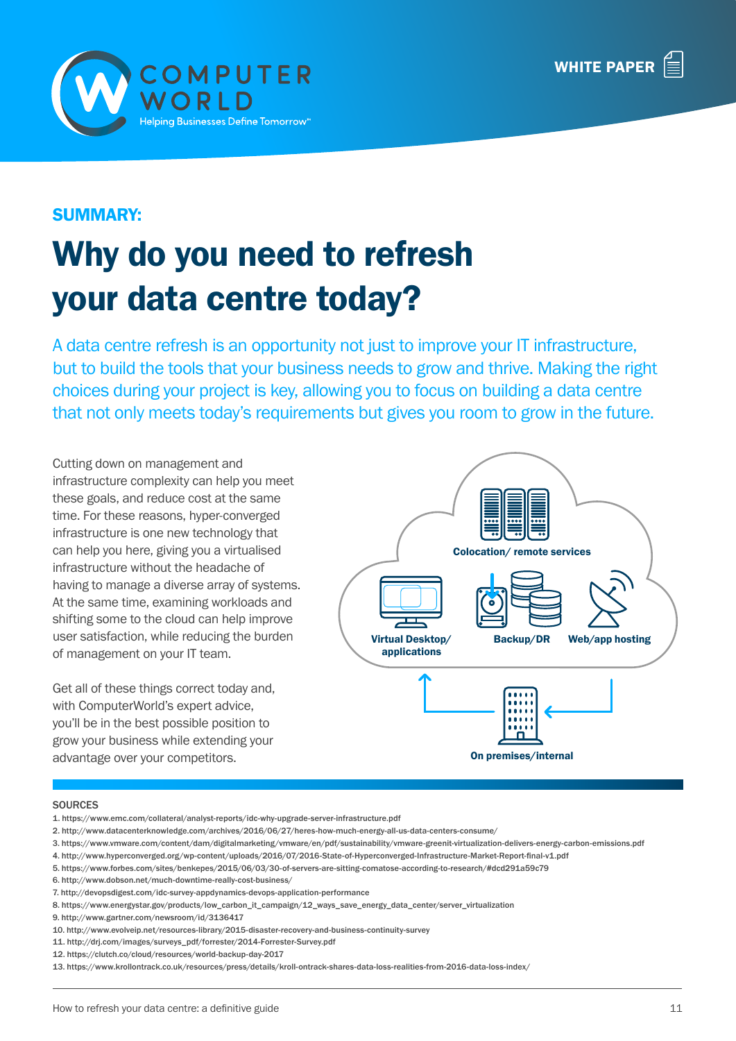**SUMMARY:**

# Why do you need to refresh your data centre today?

A data centre refresh is an opportunity not just to improve your IT infrastructure, but to build the tools that your business needs to grow and thrive. Making the right choices during your project is key, allowing you to focus on building a data centre that not only meets today's requirements but gives you room to grow in the future.

Cutting down on management and infrastructure complexity can help you meet these goals, and reduce cost at the same time. For these reasons, hyper-converged infrastructure is one new technology that can help you here, giving you a virtualised infrastructure without the headache of having to manage a diverse array of systems. At the same time, examining workloads and shifting some to the cloud can help improve user satisfaction, while reducing the burden of management on your IT team.

Get all of these things correct today and, with ComputerWorld's expert advice, you'll be in the best possible position to grow your business while extending your advantage over your competitors.

Colocation/ remote services

Virtual Desktop/ applications

Backup/DR

Web/app hosting

On premises/internal

## SOURCES

1. https://www.emc.com/collateral/analyst-reports/idc-why-upgrade-server-infrastructure.pdf
2. http://www.datacenterknowledge.com/archives/2016/06/27/heres-how-much-energy-all-us-data-centers-consume/
3. https://www.vmware.com/content/dam/digitalmarketing/vmware/en/pdf/sustainability/vmware-greenit-virtualization-delivers-energy-carbon-emissions.pdf
4. http://www.hyperconverged.org/wp-content/uploads/2016/07/2016-State-of-Hyperconverged-Infrastructure-Market-Report-final-v1.pdf
5. https://www.forbes.com/sites/benkepes/2015/06/03/30-of-servers-are-sitting-comatose-according-to-research/#dcd291a59c79
6. http://www.dobson.net/much-downtime-really-cost-business/
7. http://devopsdigest.com/idc-survey-appdynamics-devops-application-performance
8. https://www.energystar.gov/products/low_carbon_it_campaign/12_ways_save_energy_data_center/server_virtualization
9. http://www.gartner.com/newsroom/id/3136417
10. http://www.evolveip.net/resources-library/2015-disaster-recovery-and-business-continuity-survey
11. http://drj.com/images/surveys_pdf/forrester/2014-Forrester-Survey.pdf
12. https://clutch.co/cloud/resources/world-backup-day-2017
13. https://www.krollontrack.co.uk/resources/press/details/kroll-ontrack-shares-data-loss-realities-from-2016-data-loss-index/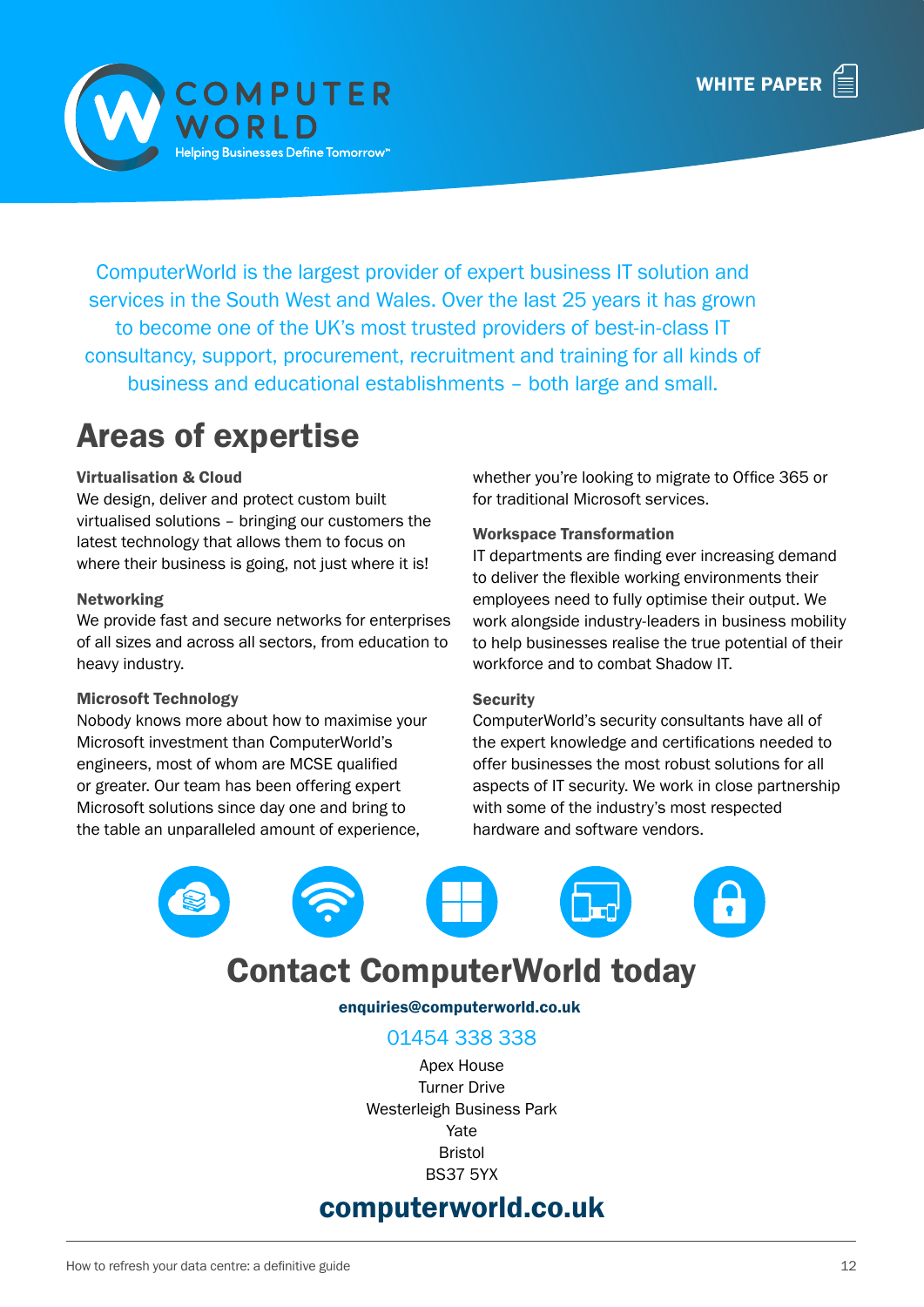COMPUTER WORLD

Helping Businesses Define Tomorrow™

WHITE PAPER

ComputerWorld is the largest provider of expert business IT solution and services in the South West and Wales. Over the last 25 years it has grown to become one of the UK's most trusted providers of best-in-class IT consultancy, support, procurement, recruitment and training for all kinds of business and educational establishments – both large and small.

## Areas of expertise

**Virtualisation & Cloud**

We design, deliver and protect custom built virtualised solutions – bringing our customers the latest technology that allows them to focus on where their business is going, not just where it is!

**Networking**

We provide fast and secure networks for enterprises of all sizes and across all sectors, from education to heavy industry.

**Microsoft Technology**

Nobody knows more about how to maximise your Microsoft investment than ComputerWorld's engineers, most of whom are MCSE qualified or greater. Our team has been offering expert Microsoft solutions since day one and bring to the table an unparalleled amount of experience, whether you're looking to migrate to Office 365 or for traditional Microsoft services.

**Workspace Transformation**

IT departments are finding ever increasing demand to deliver the flexible working environments their employees need to fully optimise their output. We work alongside industry-leaders in business mobility to help businesses realise the true potential of their workforce and to combat Shadow IT.

**Security**

ComputerWorld's security consultants have all of the expert knowledge and certifications needed to offer businesses the most robust solutions for all aspects of IT security. We work in close partnership with some of the industry's most respected hardware and software vendors.

## Contact ComputerWorld today

**enquiries@computerworld.co.uk**

01454 338 338

Apex House
Turner Drive
Westerleigh Business Park
Yate
Bristol
BS37 5YX

**computerworld.co.uk**